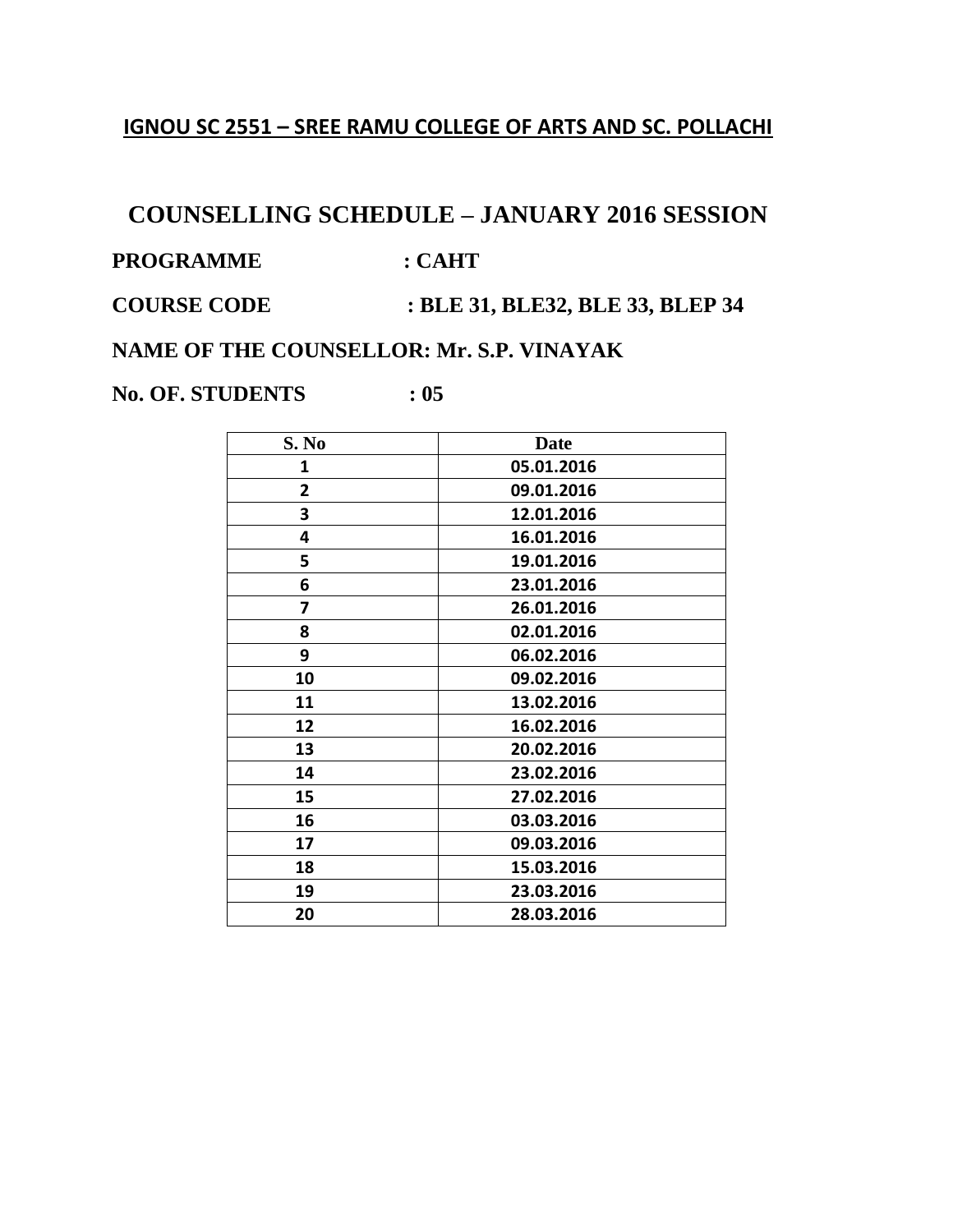## IGNOU SC 2551 – SREE RAMU COLLEGE OF ARTS AND SC. POLLACHI

# COUNSELLING SCHEDULE – JANUARY 2016 SESSION

**PROGRAMME : CAHT**

**COURSE CODE : BLE 31, BLE32, BLE 33, BLEP 34**

**NAME OF THE COUNSELLOR: Mr. S.P. VINAYAK**

**No. OF. STUDENTS : 05**

| S. No | Date |
|---|---|
| 1 | 05.01.2016 |
| 2 | 09.01.2016 |
| 3 | 12.01.2016 |
| 4 | 16.01.2016 |
| 5 | 19.01.2016 |
| 6 | 23.01.2016 |
| 7 | 26.01.2016 |
| 8 | 02.01.2016 |
| 9 | 06.02.2016 |
| 10 | 09.02.2016 |
| 11 | 13.02.2016 |
| 12 | 16.02.2016 |
| 13 | 20.02.2016 |
| 14 | 23.02.2016 |
| 15 | 27.02.2016 |
| 16 | 03.03.2016 |
| 17 | 09.03.2016 |
| 18 | 15.03.2016 |
| 19 | 23.03.2016 |
| 20 | 28.03.2016 |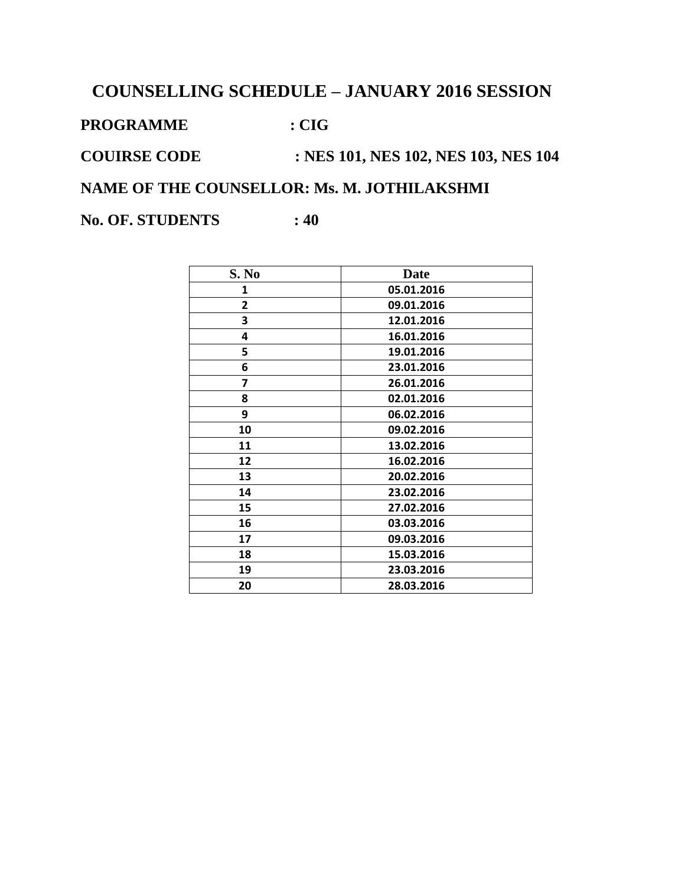# COUNSELLING SCHEDULE – JANUARY 2016 SESSION

**PROGRAMME : CIG**

**COUIRSE CODE : NES 101, NES 102, NES 103, NES 104**

**NAME OF THE COUNSELLOR: Ms. M. JOTHILAKSHMI**

**No. OF. STUDENTS : 40**

| S. No | Date |
|---|---|
| 1 | 05.01.2016 |
| 2 | 09.01.2016 |
| 3 | 12.01.2016 |
| 4 | 16.01.2016 |
| 5 | 19.01.2016 |
| 6 | 23.01.2016 |
| 7 | 26.01.2016 |
| 8 | 02.01.2016 |
| 9 | 06.02.2016 |
| 10 | 09.02.2016 |
| 11 | 13.02.2016 |
| 12 | 16.02.2016 |
| 13 | 20.02.2016 |
| 14 | 23.02.2016 |
| 15 | 27.02.2016 |
| 16 | 03.03.2016 |
| 17 | 09.03.2016 |
| 18 | 15.03.2016 |
| 19 | 23.03.2016 |
| 20 | 28.03.2016 |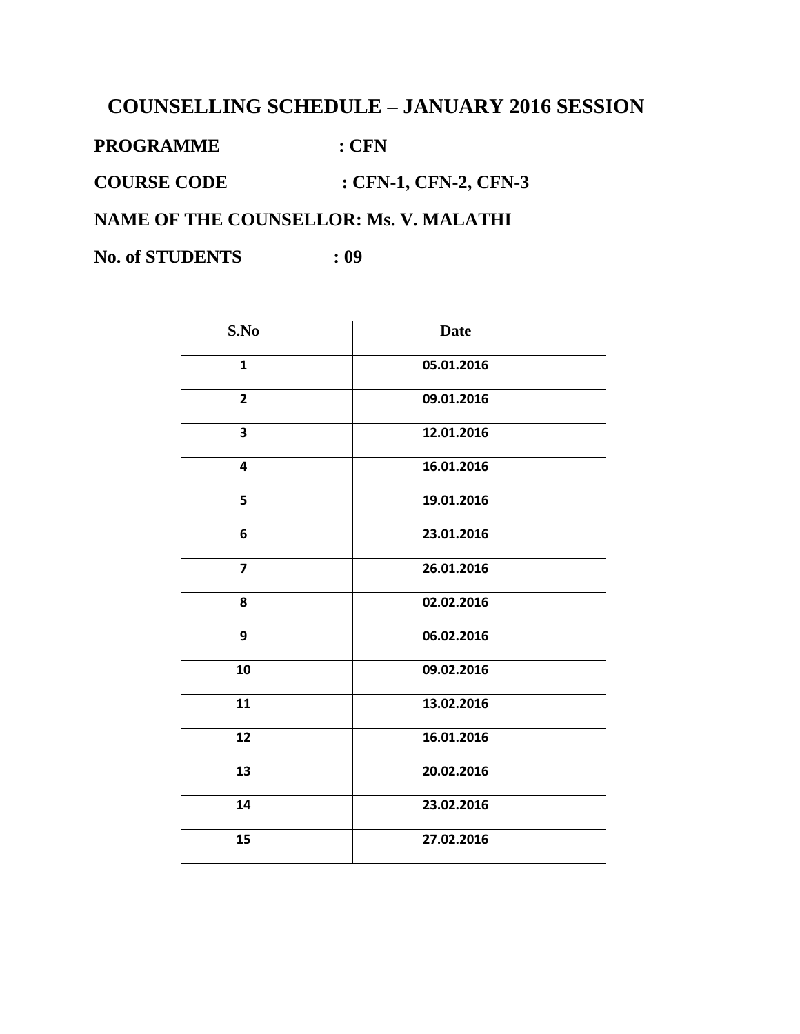# COUNSELLING SCHEDULE – JANUARY 2016 SESSION

**PROGRAMME : CFN**

**COURSE CODE : CFN-1, CFN-2, CFN-3**

**NAME OF THE COUNSELLOR: Ms. V. MALATHI**

**No. of STUDENTS : 09**

| S.No | Date |
|---|---|
| 1 | 05.01.2016 |
| 2 | 09.01.2016 |
| 3 | 12.01.2016 |
| 4 | 16.01.2016 |
| 5 | 19.01.2016 |
| 6 | 23.01.2016 |
| 7 | 26.01.2016 |
| 8 | 02.02.2016 |
| 9 | 06.02.2016 |
| 10 | 09.02.2016 |
| 11 | 13.02.2016 |
| 12 | 16.01.2016 |
| 13 | 20.02.2016 |
| 14 | 23.02.2016 |
| 15 | 27.02.2016 |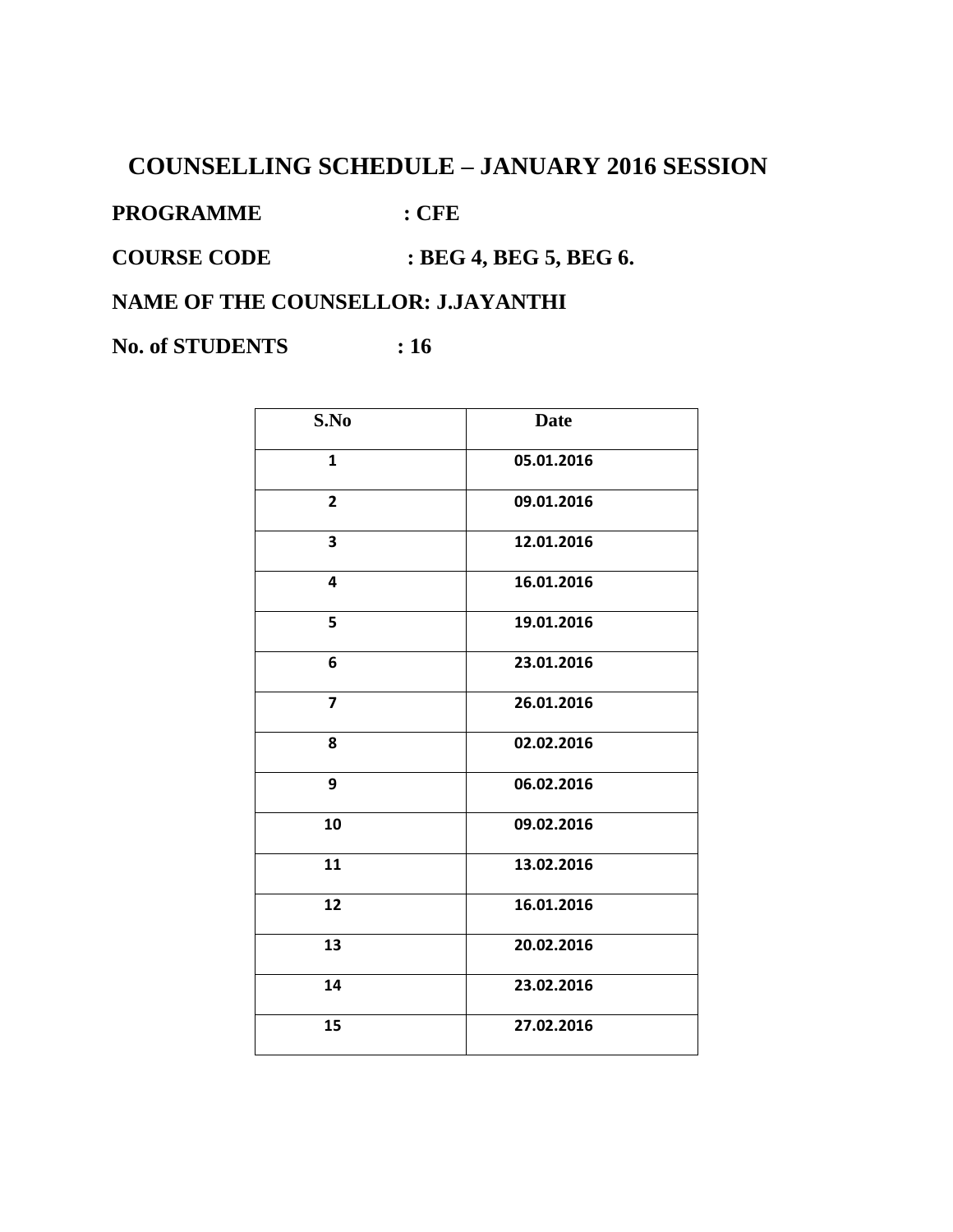# COUNSELLING SCHEDULE – JANUARY 2016 SESSION

**PROGRAMME : CFE**

**COURSE CODE : BEG 4, BEG 5, BEG 6.**

**NAME OF THE COUNSELLOR: J.JAYANTHI**

**No. of STUDENTS : 16**

| S.No | Date |
|---|---|
| 1 | 05.01.2016 |
| 2 | 09.01.2016 |
| 3 | 12.01.2016 |
| 4 | 16.01.2016 |
| 5 | 19.01.2016 |
| 6 | 23.01.2016 |
| 7 | 26.01.2016 |
| 8 | 02.02.2016 |
| 9 | 06.02.2016 |
| 10 | 09.02.2016 |
| 11 | 13.02.2016 |
| 12 | 16.01.2016 |
| 13 | 20.02.2016 |
| 14 | 23.02.2016 |
| 15 | 27.02.2016 |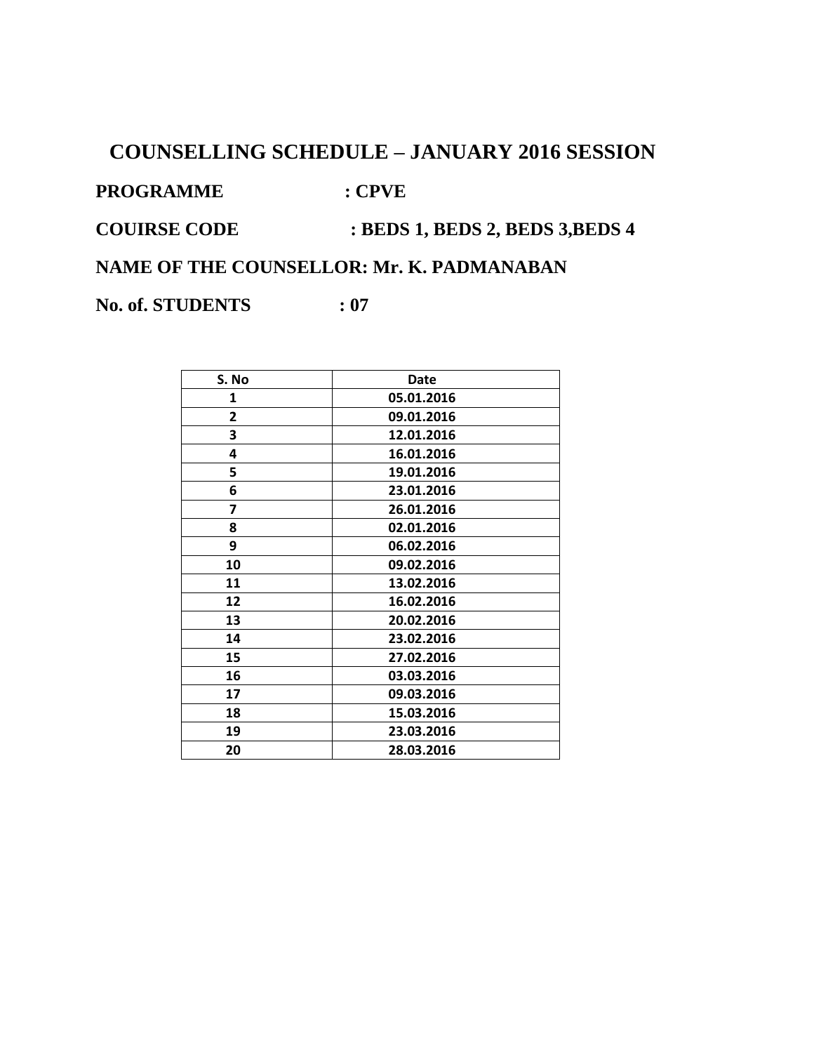# COUNSELLING SCHEDULE – JANUARY 2016 SESSION

**PROGRAMME : CPVE**

**COUIRSE CODE : BEDS 1, BEDS 2, BEDS 3,BEDS 4**

**NAME OF THE COUNSELLOR: Mr. K. PADMANABAN**

**No. of. STUDENTS : 07**

| S. No | Date |
|---|---|
| 1 | 05.01.2016 |
| 2 | 09.01.2016 |
| 3 | 12.01.2016 |
| 4 | 16.01.2016 |
| 5 | 19.01.2016 |
| 6 | 23.01.2016 |
| 7 | 26.01.2016 |
| 8 | 02.01.2016 |
| 9 | 06.02.2016 |
| 10 | 09.02.2016 |
| 11 | 13.02.2016 |
| 12 | 16.02.2016 |
| 13 | 20.02.2016 |
| 14 | 23.02.2016 |
| 15 | 27.02.2016 |
| 16 | 03.03.2016 |
| 17 | 09.03.2016 |
| 18 | 15.03.2016 |
| 19 | 23.03.2016 |
| 20 | 28.03.2016 |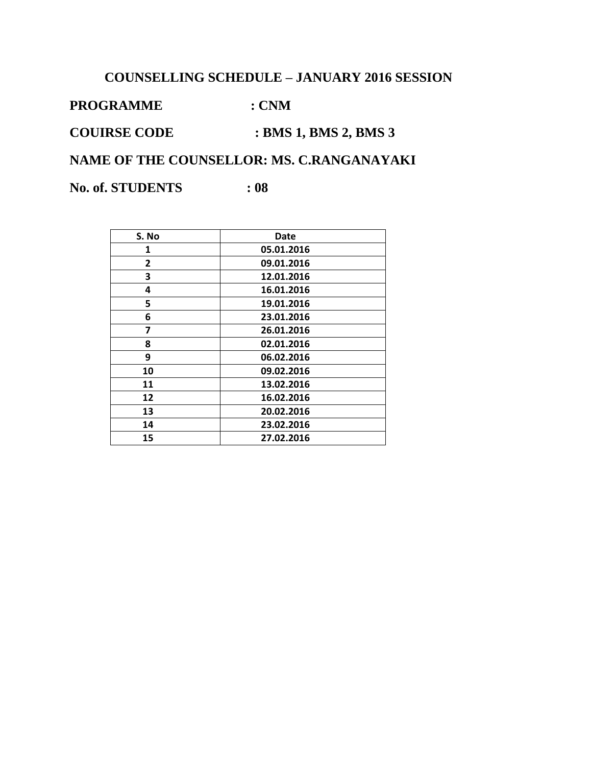## COUNSELLING SCHEDULE – JANUARY 2016 SESSION

**PROGRAMME : CNM**

**COUIRSE CODE : BMS 1, BMS 2, BMS 3**

**NAME OF THE COUNSELLOR: MS. C.RANGANAYAKI**

**No. of. STUDENTS : 08**

| S. No | Date |
|---|---|
| 1 | 05.01.2016 |
| 2 | 09.01.2016 |
| 3 | 12.01.2016 |
| 4 | 16.01.2016 |
| 5 | 19.01.2016 |
| 6 | 23.01.2016 |
| 7 | 26.01.2016 |
| 8 | 02.01.2016 |
| 9 | 06.02.2016 |
| 10 | 09.02.2016 |
| 11 | 13.02.2016 |
| 12 | 16.02.2016 |
| 13 | 20.02.2016 |
| 14 | 23.02.2016 |
| 15 | 27.02.2016 |